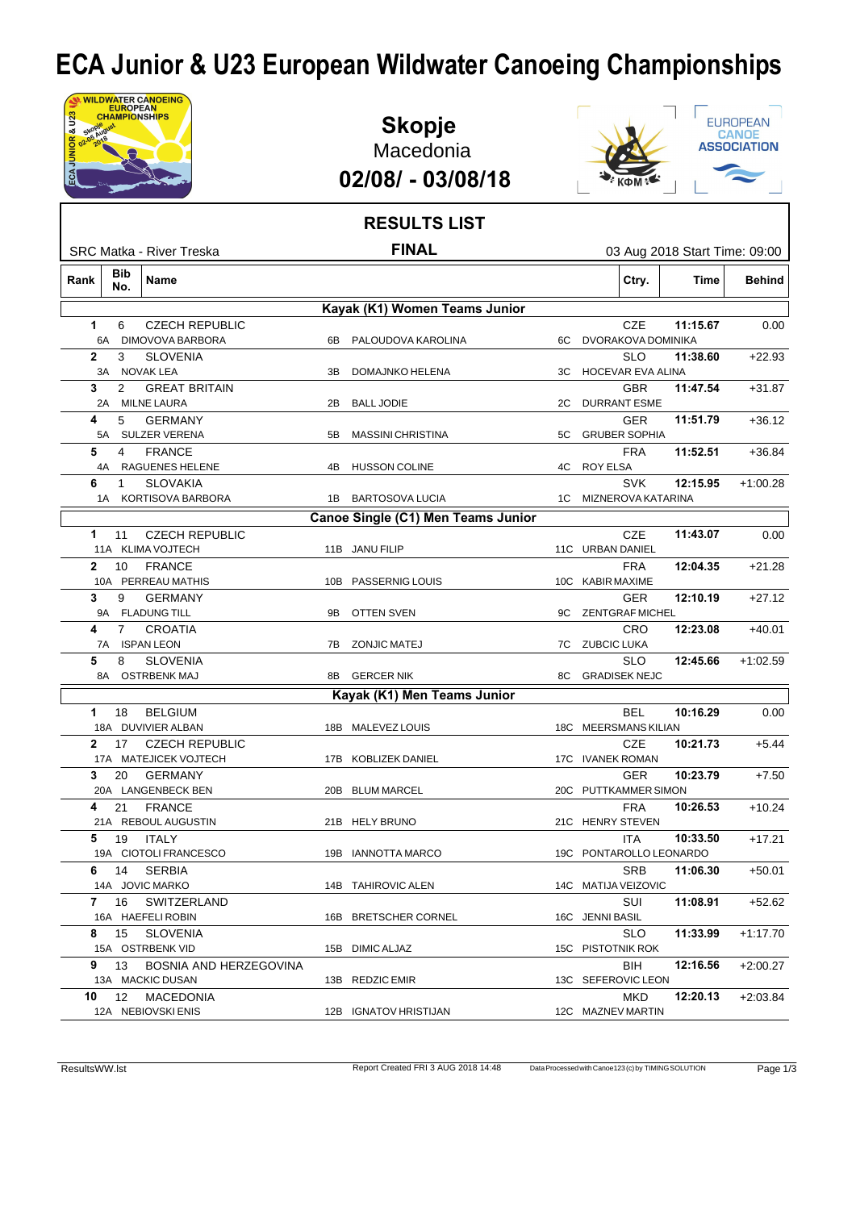# ECA Junior & U23 European Wildwater Canoeing Championships

## Skopje

Macedonia

**02/08/ - 03/08/18**

## RESULTS LIST

SRC Matka - River Treska

**FINAL**

03 Aug 2018 Start Time: 09:00

| Rank | Bib No. | Name | | | Ctry. | Time | Behind |
|---|---|---|---|---|---|---|---|
| **Kayak (K1) Women Teams Junior** | | | | | | | |
| 1 | 6 | CZECH REPUBLIC | | | CZE | 11:15.67 | 0.00 |
| | | 6A DIMOVOVA BARBORA | 6B PALOUDOVA KAROLINA | 6C DVORAKOVA DOMINIKA | | | |
| 2 | 3 | SLOVENIA | | | SLO | 11:38.60 | +22.93 |
| | | 3A NOVAK LEA | 3B DOMAJNKO HELENA | 3C HOCEVAR EVA ALINA | | | |
| 3 | 2 | GREAT BRITAIN | | | GBR | 11:47.54 | +31.87 |
| | | 2A MILNE LAURA | 2B BALL JODIE | 2C DURRANT ESME | | | |
| 4 | 5 | GERMANY | | | GER | 11:51.79 | +36.12 |
| | | 5A SULZER VERENA | 5B MASSINI CHRISTINA | 5C GRUBER SOPHIA | | | |
| 5 | 4 | FRANCE | | | FRA | 11:52.51 | +36.84 |
| | | 4A RAGUENES HELENE | 4B HUSSON COLINE | 4C ROY ELSA | | | |
| 6 | 1 | SLOVAKIA | | | SVK | 12:15.95 | +1:00.28 |
| | | 1A KORTISOVA BARBORA | 1B BARTOSOVA LUCIA | 1C MIZNEROVA KATARINA | | | |
| **Canoe Single (C1) Men Teams Junior** | | | | | | | |
| 1 | 11 | CZECH REPUBLIC | | | CZE | 11:43.07 | 0.00 |
| | | 11A KLIMA VOJTECH | 11B JANU FILIP | 11C URBAN DANIEL | | | |
| 2 | 10 | FRANCE | | | FRA | 12:04.35 | +21.28 |
| | | 10A PERREAU MATHIS | 10B PASSERNIG LOUIS | 10C KABIR MAXIME | | | |
| 3 | 9 | GERMANY | | | GER | 12:10.19 | +27.12 |
| | | 9A FLADUNG TILL | 9B OTTEN SVEN | 9C ZENTGRAF MICHEL | | | |
| 4 | 7 | CROATIA | | | CRO | 12:23.08 | +40.01 |
| | | 7A ISPAN LEON | 7B ZONJIC MATEJ | 7C ZUBCIC LUKA | | | |
| 5 | 8 | SLOVENIA | | | SLO | 12:45.66 | +1:02.59 |
| | | 8A OSTRBENK MAJ | 8B GERCER NIK | 8C GRADISEK NEJC | | | |
| **Kayak (K1) Men Teams Junior** | | | | | | | |
| 1 | 18 | BELGIUM | | | BEL | 10:16.29 | 0.00 |
| | | 18A DUVIVIER ALBAN | 18B MALEVEZ LOUIS | 18C MEERSMANS KILIAN | | | |
| 2 | 17 | CZECH REPUBLIC | | | CZE | 10:21.73 | +5.44 |
| | | 17A MATEJICEK VOJTECH | 17B KOBLIZEK DANIEL | 17C IVANEK ROMAN | | | |
| 3 | 20 | GERMANY | | | GER | 10:23.79 | +7.50 |
| | | 20A LANGENBECK BEN | 20B BLUM MARCEL | 20C PUTTKAMMER SIMON | | | |
| 4 | 21 | FRANCE | | | FRA | 10:26.53 | +10.24 |
| | | 21A REBOUL AUGUSTIN | 21B HELY BRUNO | 21C HENRY STEVEN | | | |
| 5 | 19 | ITALY | | | ITA | 10:33.50 | +17.21 |
| | | 19A CIOTOLI FRANCESCO | 19B IANNOTTA MARCO | 19C PONTAROLLO LEONARDO | | | |
| 6 | 14 | SERBIA | | | SRB | 11:06.30 | +50.01 |
| | | 14A JOVIC MARKO | 14B TAHIROVIC ALEN | 14C MATIJA VEIZOVIC | | | |
| 7 | 16 | SWITZERLAND | | | SUI | 11:08.91 | +52.62 |
| | | 16A HAEFELI ROBIN | 16B BRETSCHER CORNEL | 16C JENNI BASIL | | | |
| 8 | 15 | SLOVENIA | | | SLO | 11:33.99 | +1:17.70 |
| | | 15A OSTRBENK VID | 15B DIMIC ALJAZ | 15C PISTOTNIK ROK | | | |
| 9 | 13 | BOSNIA AND HERZEGOVINA | | | BIH | 12:16.56 | +2:00.27 |
| | | 13A MACKIC DUSAN | 13B REDZIC EMIR | 13C SEFEROVIC LEON | | | |
| 10 | 12 | MACEDONIA | | | MKD | 12:20.13 | +2:03.84 |
| | | 12A NEBIOVSKI ENIS | 12B IGNATOV HRISTIJAN | 12C MAZNEV MARTIN | | | |

ResultsWW.lst — Report Created FRI 3 AUG 2018 14:48 — Data Processed with Canoe123 (c) by TIMING SOLUTION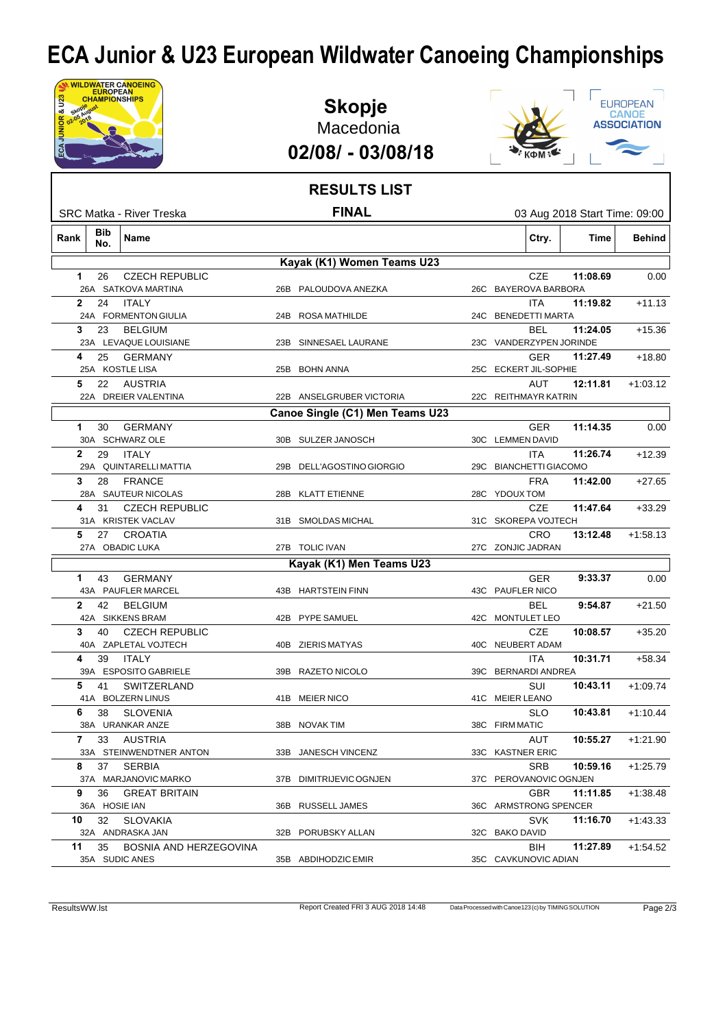# ECA Junior & U23 European Wildwater Canoeing Championships

**Skopje**
Macedonia
**02/08/ - 03/08/18**

## RESULTS LIST

SRC Matka - River Treska — **FINAL** — 03 Aug 2018 Start Time: 09:00

| Rank | Bib No. | Name | | | Ctry. | Time | Behind |
|---|---|---|---|---|---|---|---|
| | | **Kayak (K1) Women Teams U23** | | | | | |
| 1 | 26 | CZECH REPUBLIC | | | CZE | 11:08.69 | 0.00 |
| | | 26A SATKOVA MARTINA | 26B PALOUDOVA ANEZKA | 26C BAYEROVA BARBORA | | | |
| 2 | 24 | ITALY | | | ITA | 11:19.82 | +11.13 |
| | | 24A FORMENTON GIULIA | 24B ROSA MATHILDE | 24C BENEDETTI MARTA | | | |
| 3 | 23 | BELGIUM | | | BEL | 11:24.05 | +15.36 |
| | | 23A LEVAQUE LOUISIANE | 23B SINNESAEL LAURANE | 23C VANDERZYPEN JORINDE | | | |
| 4 | 25 | GERMANY | | | GER | 11:27.49 | +18.80 |
| | | 25A KOSTLE LISA | 25B BOHN ANNA | 25C ECKERT JIL-SOPHIE | | | |
| 5 | 22 | AUSTRIA | | | AUT | 12:11.81 | +1:03.12 |
| | | 22A DREIER VALENTINA | 22B ANSELGRUBER VICTORIA | 22C REITHMAYR KATRIN | | | |
| | | **Canoe Single (C1) Men Teams U23** | | | | | |
| 1 | 30 | GERMANY | | | GER | 11:14.35 | 0.00 |
| | | 30A SCHWARZ OLE | 30B SULZER JANOSCH | 30C LEMMEN DAVID | | | |
| 2 | 29 | ITALY | | | ITA | 11:26.74 | +12.39 |
| | | 29A QUINTARELLI MATTIA | 29B DELL'AGOSTINO GIORGIO | 29C BIANCHETTI GIACOMO | | | |
| 3 | 28 | FRANCE | | | FRA | 11:42.00 | +27.65 |
| | | 28A SAUTEUR NICOLAS | 28B KLATT ETIENNE | 28C YDOUX TOM | | | |
| 4 | 31 | CZECH REPUBLIC | | | CZE | 11:47.64 | +33.29 |
| | | 31A KRISTEK VACLAV | 31B SMOLDAS MICHAL | 31C SKOREPA VOJTECH | | | |
| 5 | 27 | CROATIA | | | CRO | 13:12.48 | +1:58.13 |
| | | 27A OBADIC LUKA | 27B TOLIC IVAN | 27C ZONJIC JADRAN | | | |
| | | **Kayak (K1) Men Teams U23** | | | | | |
| 1 | 43 | GERMANY | | | GER | 9:33.37 | 0.00 |
| | | 43A PAUFLER MARCEL | 43B HARTSTEIN FINN | 43C PAUFLER NICO | | | |
| 2 | 42 | BELGIUM | | | BEL | 9:54.87 | +21.50 |
| | | 42A SIKKENS BRAM | 42B PYPE SAMUEL | 42C MONTULET LEO | | | |
| 3 | 40 | CZECH REPUBLIC | | | CZE | 10:08.57 | +35.20 |
| | | 40A ZAPLETAL VOJTECH | 40B ZIERIS MATYAS | 40C NEUBERT ADAM | | | |
| 4 | 39 | ITALY | | | ITA | 10:31.71 | +58.34 |
| | | 39A ESPOSITO GABRIELE | 39B RAZETO NICOLO | 39C BERNARDI ANDREA | | | |
| 5 | 41 | SWITZERLAND | | | SUI | 10:43.11 | +1:09.74 |
| | | 41A BOLZERN LINUS | 41B MEIER NICO | 41C MEIER LEANO | | | |
| 6 | 38 | SLOVENIA | | | SLO | 10:43.81 | +1:10.44 |
| | | 38A URANKAR ANZE | 38B NOVAK TIM | 38C FIRM MATIC | | | |
| 7 | 33 | AUSTRIA | | | AUT | 10:55.27 | +1:21.90 |
| | | 33A STEINWENDTNER ANTON | 33B JANESCH VINCENZ | 33C KASTNER ERIC | | | |
| 8 | 37 | SERBIA | | | SRB | 10:59.16 | +1:25.79 |
| | | 37A MARJANOVIC MARKO | 37B DIMITRIJEVIC OGNJEN | 37C PEROVANOVIC OGNJEN | | | |
| 9 | 36 | GREAT BRITAIN | | | GBR | 11:11.85 | +1:38.48 |
| | | 36A HOSIE IAN | 36B RUSSELL JAMES | 36C ARMSTRONG SPENCER | | | |
| 10 | 32 | SLOVAKIA | | | SVK | 11:16.70 | +1:43.33 |
| | | 32A ANDRASKA JAN | 32B PORUBSKY ALLAN | 32C BAKO DAVID | | | |
| 11 | 35 | BOSNIA AND HERZEGOVINA | | | BIH | 11:27.89 | +1:54.52 |
| | | 35A SUDIC ANES | 35B ABDIHODZIC EMIR | 35C CAVKUNOVIC ADIAN | | | |

ResultsWW.lst — Report Created FRI 3 AUG 2018 14:48 — Data Processed with Canoe123 (c) by TIMING SOLUTION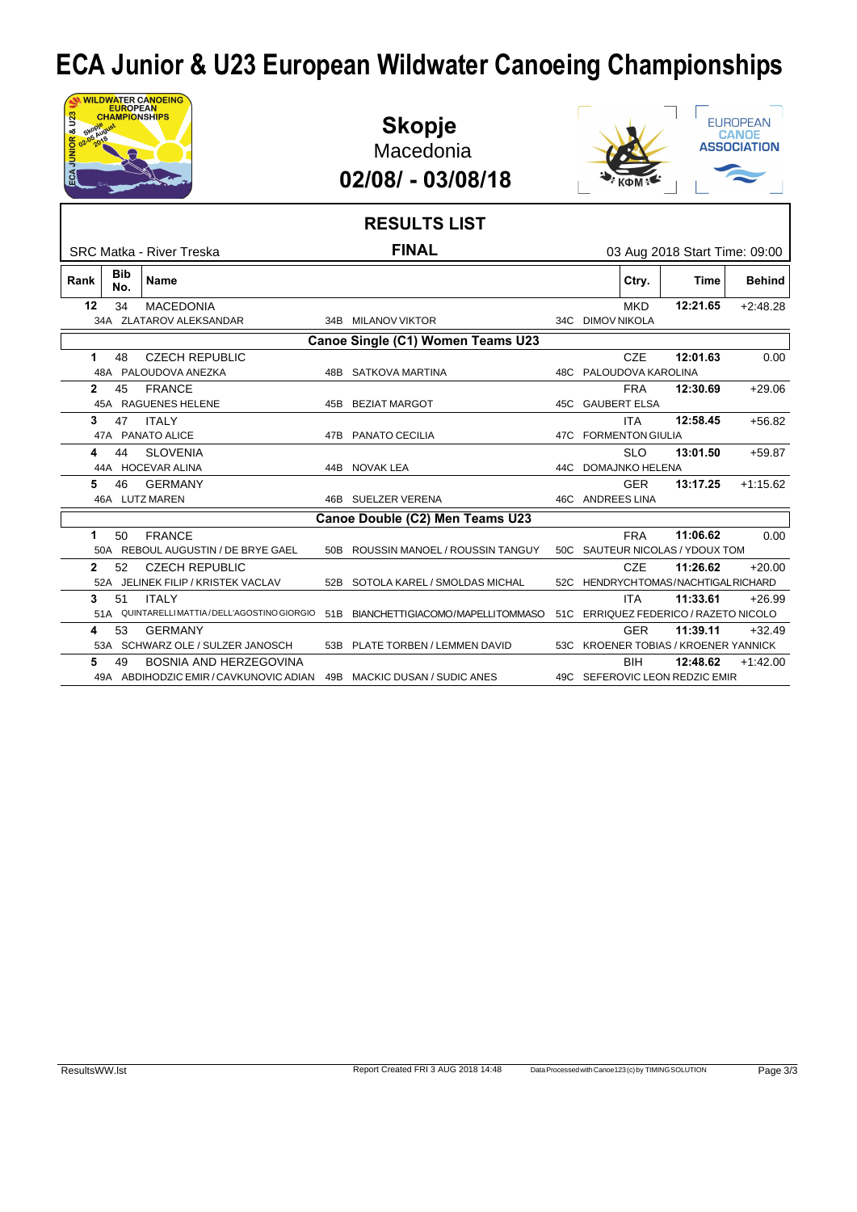# ECA Junior & U23 European Wildwater Canoeing Championships

**Skopje**
Macedonia
**02/08/ - 03/08/18**

## RESULTS LIST

SRC Matka - River Treska | **FINAL** | 03 Aug 2018 Start Time: 09:00

| Rank | Bib No. | Name | | | Ctry. | Time | Behind |
|---|---|---|---|---|---|---|---|
| 12 | 34 | MACEDONIA | | | MKD | 12:21.65 | +2:48.28 |
| | | 34A ZLATAROV ALEKSANDAR | 34B MILANOV VIKTOR | 34C DIMOV NIKOLA | | | |
| | | **Canoe Single (C1) Women Teams U23** | | | | | |
| 1 | 48 | CZECH REPUBLIC | | | CZE | 12:01.63 | 0.00 |
| | | 48A PALOUDOVA ANEZKA | 48B SATKOVA MARTINA | 48C PALOUDOVA KAROLINA | | | |
| 2 | 45 | FRANCE | | | FRA | 12:30.69 | +29.06 |
| | | 45A RAGUENES HELENE | 45B BEZIAT MARGOT | 45C GAUBERT ELSA | | | |
| 3 | 47 | ITALY | | | ITA | 12:58.45 | +56.82 |
| | | 47A PANATO ALICE | 47B PANATO CECILIA | 47C FORMENTON GIULIA | | | |
| 4 | 44 | SLOVENIA | | | SLO | 13:01.50 | +59.87 |
| | | 44A HOCEVAR ALINA | 44B NOVAK LEA | 44C DOMAJNKO HELENA | | | |
| 5 | 46 | GERMANY | | | GER | 13:17.25 | +1:15.62 |
| | | 46A LUTZ MAREN | 46B SUELZER VERENA | 46C ANDREES LINA | | | |
| | | **Canoe Double (C2) Men Teams U23** | | | | | |
| 1 | 50 | FRANCE | | | FRA | 11:06.62 | 0.00 |
| | | 50A REBOUL AUGUSTIN / DE BRYE GAEL | 50B ROUSSIN MANOEL / ROUSSIN TANGUY | 50C SAUTEUR NICOLAS / YDOUX TOM | | | |
| 2 | 52 | CZECH REPUBLIC | | | CZE | 11:26.62 | +20.00 |
| | | 52A JELINEK FILIP / KRISTEK VACLAV | 52B SOTOLA KAREL / SMOLDAS MICHAL | 52C HENDRYCHTOMAS/NACHTIGALRICHARD | | | |
| 3 | 51 | ITALY | | | ITA | 11:33.61 | +26.99 |
| | | 51A QUINTARELLIMATTIA/DELL'AGOSTINOGIORGIO | 51B BIANCHETTIGIACOMO/MAPELLITOMMASO | 51C ERRIQUEZ FEDERICO / RAZETO NICOLO | | | |
| 4 | 53 | GERMANY | | | GER | 11:39.11 | +32.49 |
| | | 53A SCHWARZ OLE / SULZER JANOSCH | 53B PLATE TORBEN / LEMMEN DAVID | 53C KROENER TOBIAS / KROENER YANNICK | | | |
| 5 | 49 | BOSNIA AND HERZEGOVINA | | | BIH | 12:48.62 | +1:42.00 |
| | | 49A ABDIHODZIC EMIR / CAVKUNOVIC ADIAN | 49B MACKIC DUSAN / SUDIC ANES | 49C SEFEROVIC LEON REDZIC EMIR | | | |

ResultsWW.lst | Report Created FRI 3 AUG 2018 14:48 | Data Processed with Canoe123 (c) by TIMING SOLUTION